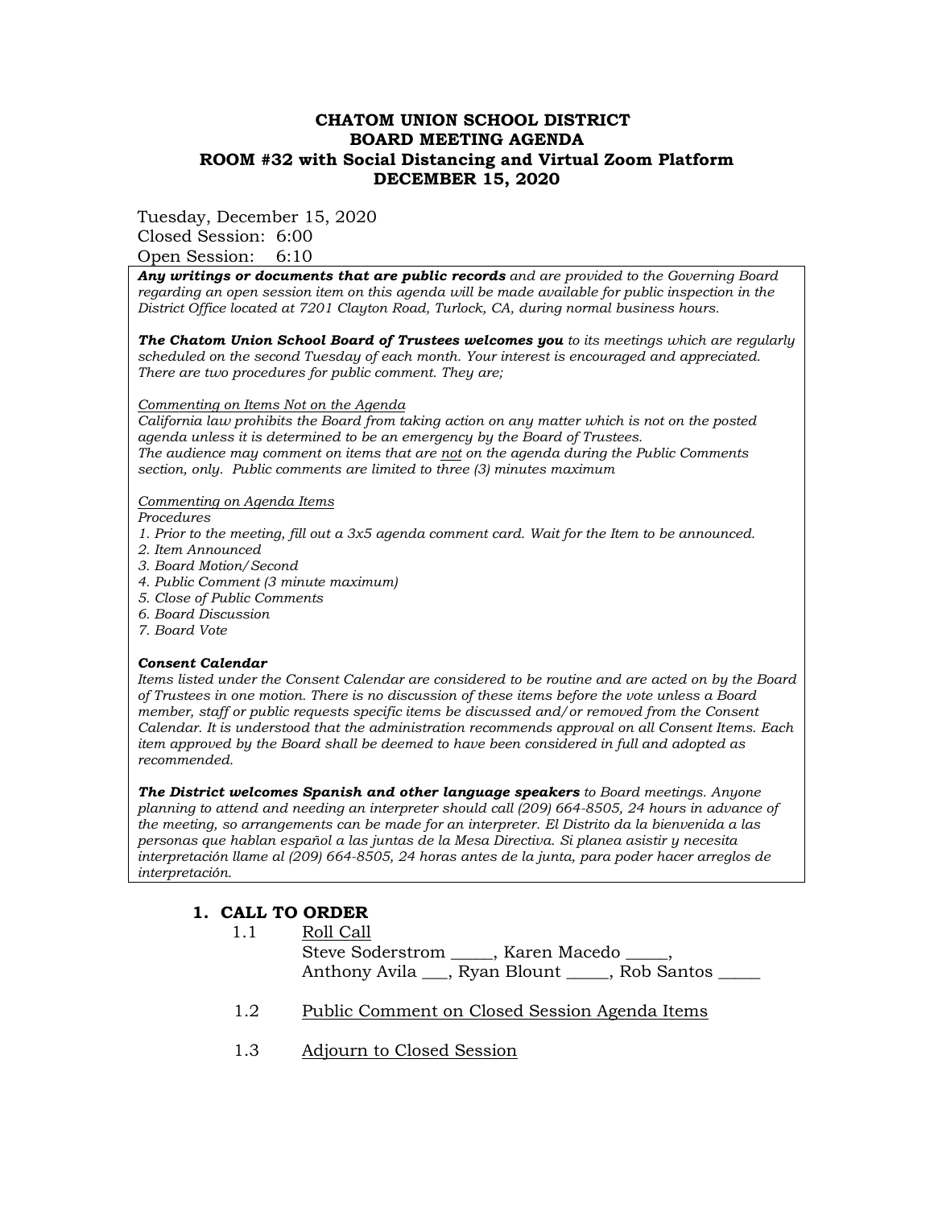# CHATOM UNION SCHOOL DISTRICT
## BOARD MEETING AGENDA
## ROOM #32 with Social Distancing and Virtual Zoom Platform
## DECEMBER 15, 2020

Tuesday, December 15, 2020
Closed Session: 6:00
Open Session: 6:10

***Any writings or documents that are public records*** *and are provided to the Governing Board regarding an open session item on this agenda will be made available for public inspection in the District Office located at 7201 Clayton Road, Turlock, CA, during normal business hours.*

***The Chatom Union School Board of Trustees welcomes you*** *to its meetings which are regularly scheduled on the second Tuesday of each month. Your interest is encouraged and appreciated. There are two procedures for public comment. They are;*

*Commenting on Items Not on the Agenda*
*California law prohibits the Board from taking action on any matter which is not on the posted agenda unless it is determined to be an emergency by the Board of Trustees.*
*The audience may comment on items that are not on the agenda during the Public Comments section, only. Public comments are limited to three (3) minutes maximum*

*Commenting on Agenda Items*
*Procedures*
*1. Prior to the meeting, fill out a 3x5 agenda comment card. Wait for the Item to be announced.*
*2. Item Announced*
*3. Board Motion/Second*
*4. Public Comment (3 minute maximum)*
*5. Close of Public Comments*
*6. Board Discussion*
*7. Board Vote*

***Consent Calendar***
*Items listed under the Consent Calendar are considered to be routine and are acted on by the Board of Trustees in one motion. There is no discussion of these items before the vote unless a Board member, staff or public requests specific items be discussed and/or removed from the Consent Calendar. It is understood that the administration recommends approval on all Consent Items. Each item approved by the Board shall be deemed to have been considered in full and adopted as recommended.*

***The District welcomes Spanish and other language speakers*** *to Board meetings. Anyone planning to attend and needing an interpreter should call (209) 664-8505, 24 hours in advance of the meeting, so arrangements can be made for an interpreter. El Distrito da la bienvenida a las personas que hablan español a las juntas de la Mesa Directiva. Si planea asistir y necesita interpretación llame al (209) 664-8505, 24 horas antes de la junta, para poder hacer arreglos de interpretación.*

## 1. CALL TO ORDER

1.1 Roll Call
Steve Soderstrom _____, Karen Macedo _____,
Anthony Avila ___, Ryan Blount _____, Rob Santos _____

1.2 Public Comment on Closed Session Agenda Items

1.3 Adjourn to Closed Session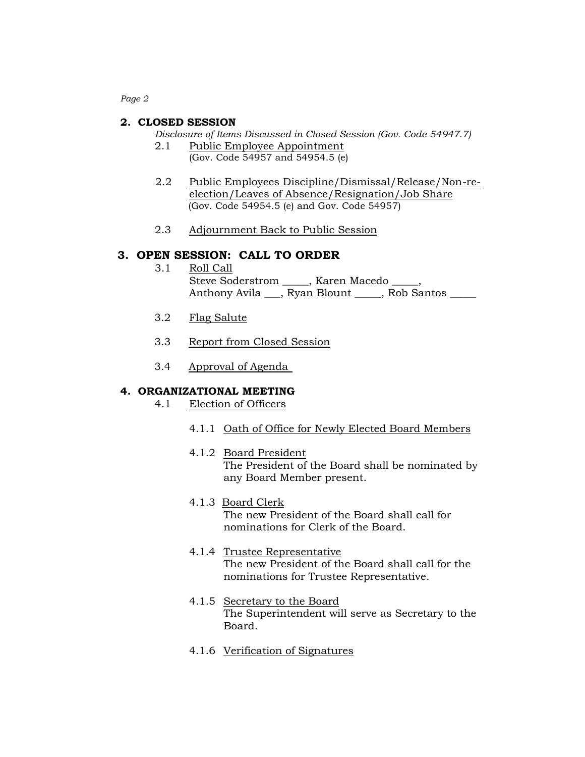## 2. CLOSED SESSION

*Disclosure of Items Discussed in Closed Session (Gov. Code 54947.7)*

2.1 Public Employee Appointment
(Gov. Code 54957 and 54954.5 (e)

2.2 Public Employees Discipline/Dismissal/Release/Non-re-election/Leaves of Absence/Resignation/Job Share
(Gov. Code 54954.5 (e) and Gov. Code 54957)

2.3 Adjournment Back to Public Session

## 3. OPEN SESSION: CALL TO ORDER

3.1 Roll Call
Steve Soderstrom _____, Karen Macedo _____,
Anthony Avila ___, Ryan Blount _____, Rob Santos _____

3.2 Flag Salute

3.3 Report from Closed Session

3.4 Approval of Agenda

## 4. ORGANIZATIONAL MEETING

4.1 Election of Officers

4.1.1 Oath of Office for Newly Elected Board Members

4.1.2 Board President
The President of the Board shall be nominated by any Board Member present.

4.1.3 Board Clerk
The new President of the Board shall call for nominations for Clerk of the Board.

4.1.4 Trustee Representative
The new President of the Board shall call for the nominations for Trustee Representative.

4.1.5 Secretary to the Board
The Superintendent will serve as Secretary to the Board.

4.1.6 Verification of Signatures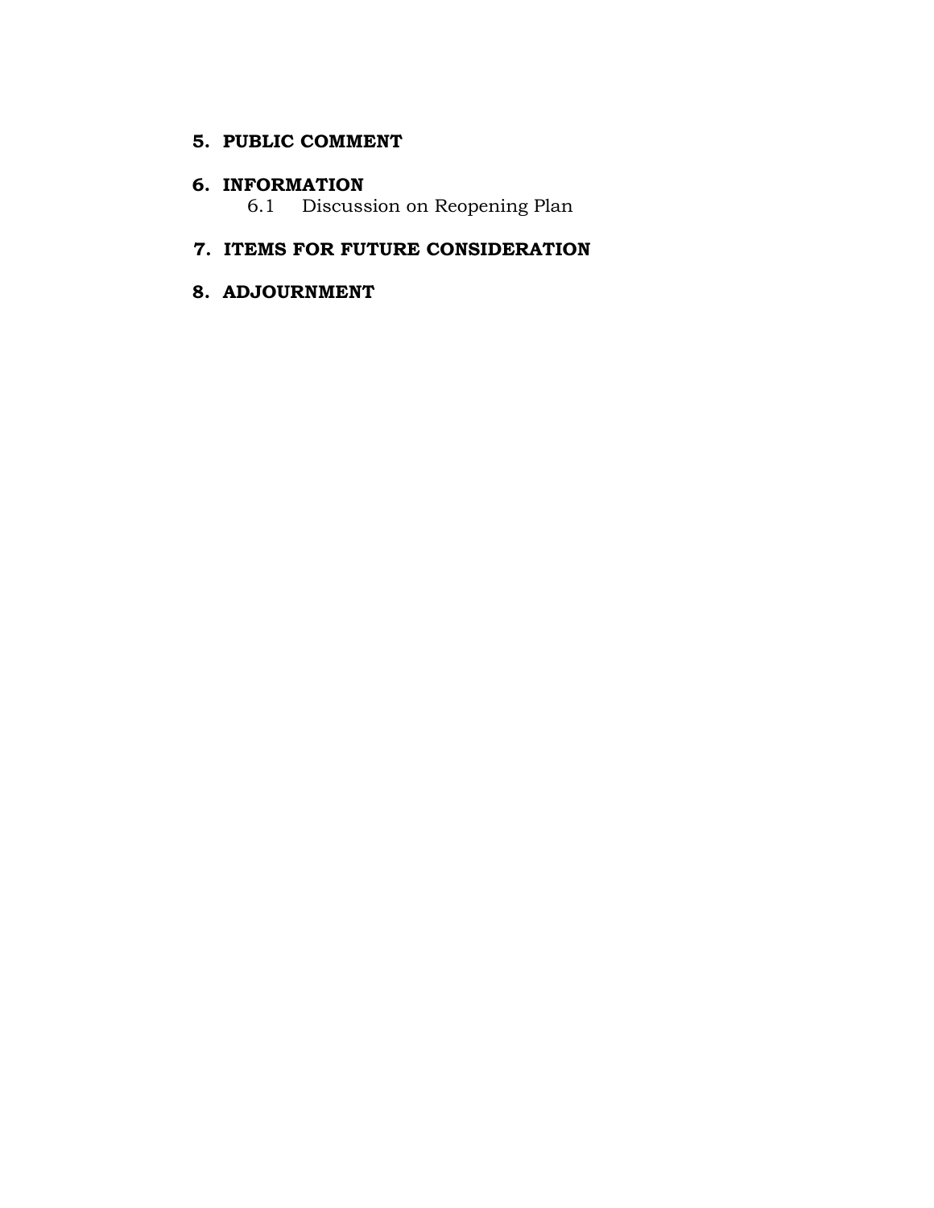**5. PUBLIC COMMENT**

**6. INFORMATION**

6.1 Discussion on Reopening Plan

**7. ITEMS FOR FUTURE CONSIDERATION**

**8. ADJOURNMENT**